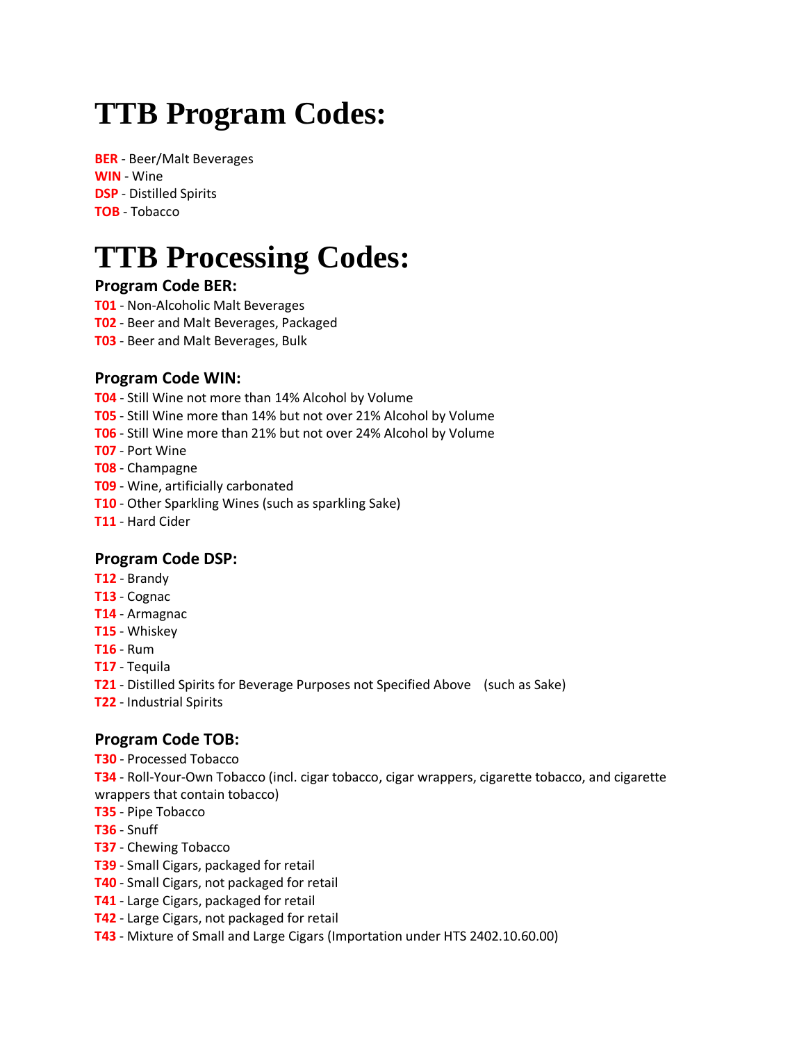# TTB Program Codes:

**BER** - Beer/Malt Beverages
**WIN** - Wine
**DSP** - Distilled Spirits
**TOB** - Tobacco

# TTB Processing Codes:

### Program Code BER:

**T01** - Non-Alcoholic Malt Beverages
**T02** - Beer and Malt Beverages, Packaged
**T03** - Beer and Malt Beverages, Bulk

### Program Code WIN:

**T04** - Still Wine not more than 14% Alcohol by Volume
**T05** - Still Wine more than 14% but not over 21% Alcohol by Volume
**T06** - Still Wine more than 21% but not over 24% Alcohol by Volume
**T07** - Port Wine
**T08** - Champagne
**T09** - Wine, artificially carbonated
**T10** - Other Sparkling Wines (such as sparkling Sake)
**T11** - Hard Cider

### Program Code DSP:

**T12** - Brandy
**T13** - Cognac
**T14** - Armagnac
**T15** - Whiskey
**T16** - Rum
**T17** - Tequila
**T21** - Distilled Spirits for Beverage Purposes not Specified Above (such as Sake)
**T22** - Industrial Spirits

### Program Code TOB:

**T30** - Processed Tobacco
**T34** - Roll-Your-Own Tobacco (incl. cigar tobacco, cigar wrappers, cigarette tobacco, and cigarette wrappers that contain tobacco)
**T35** - Pipe Tobacco
**T36** - Snuff
**T37** - Chewing Tobacco
**T39** - Small Cigars, packaged for retail
**T40** - Small Cigars, not packaged for retail
**T41** - Large Cigars, packaged for retail
**T42** - Large Cigars, not packaged for retail
**T43** - Mixture of Small and Large Cigars (Importation under HTS 2402.10.60.00)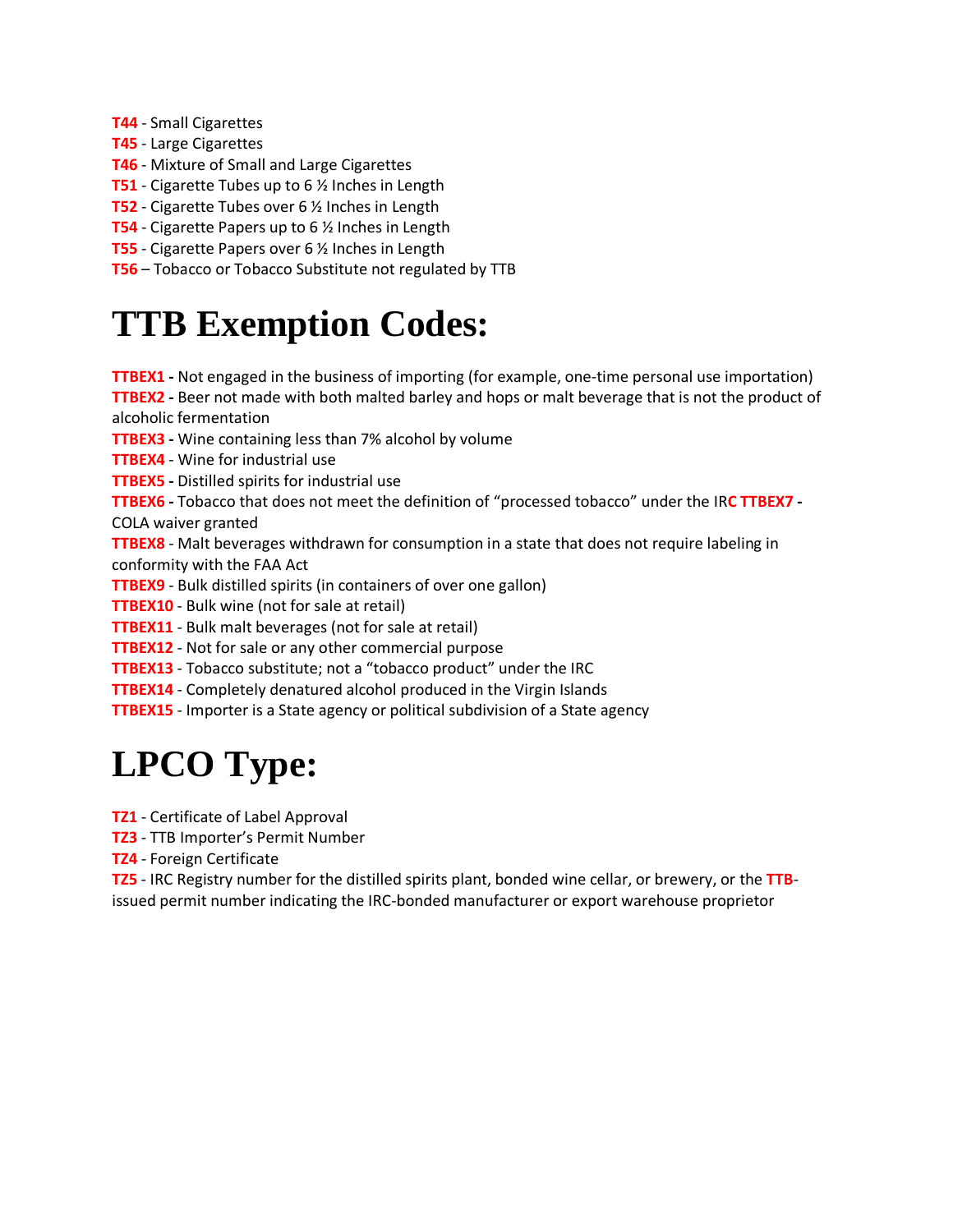**T44** - Small Cigarettes  
**T45** - Large Cigarettes  
**T46** - Mixture of Small and Large Cigarettes  
**T51** - Cigarette Tubes up to 6 ½ Inches in Length  
**T52** - Cigarette Tubes over 6 ½ Inches in Length  
**T54** - Cigarette Papers up to 6 ½ Inches in Length  
**T55** - Cigarette Papers over 6 ½ Inches in Length  
**T56** – Tobacco or Tobacco Substitute not regulated by TTB

# TTB Exemption Codes:

**TTBEX1** - Not engaged in the business of importing (for example, one-time personal use importation)  
**TTBEX2** - Beer not made with both malted barley and hops or malt beverage that is not the product of alcoholic fermentation  
**TTBEX3** - Wine containing less than 7% alcohol by volume  
**TTBEX4** - Wine for industrial use  
**TTBEX5** - Distilled spirits for industrial use  
**TTBEX6** - Tobacco that does not meet the definition of "processed tobacco" under the IRC **TTBEX7** - COLA waiver granted  
**TTBEX8** - Malt beverages withdrawn for consumption in a state that does not require labeling in conformity with the FAA Act  
**TTBEX9** - Bulk distilled spirits (in containers of over one gallon)  
**TTBEX10** - Bulk wine (not for sale at retail)  
**TTBEX11** - Bulk malt beverages (not for sale at retail)  
**TTBEX12** - Not for sale or any other commercial purpose  
**TTBEX13** - Tobacco substitute; not a "tobacco product" under the IRC  
**TTBEX14** - Completely denatured alcohol produced in the Virgin Islands  
**TTBEX15** - Importer is a State agency or political subdivision of a State agency

# LPCO Type:

**TZ1** - Certificate of Label Approval  
**TZ3** - TTB Importer's Permit Number  
**TZ4** - Foreign Certificate  
**TZ5** - IRC Registry number for the distilled spirits plant, bonded wine cellar, or brewery, or the **TTB**-issued permit number indicating the IRC-bonded manufacturer or export warehouse proprietor